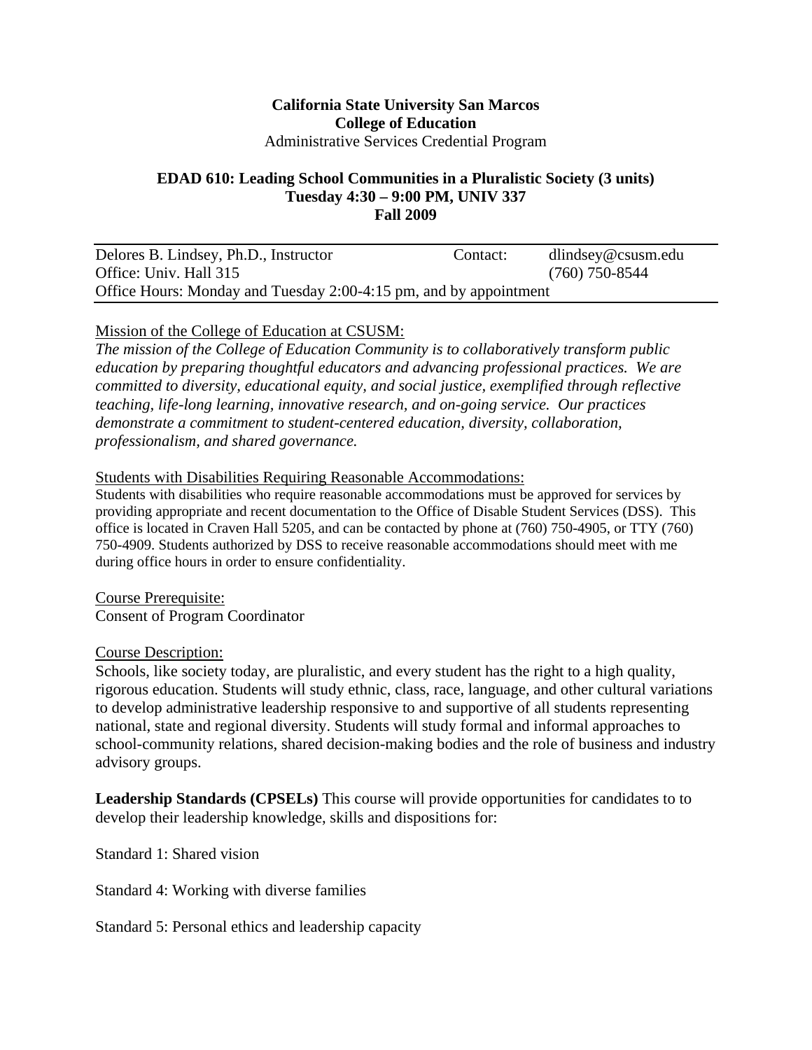**California State University San Marcos**
**College of Education**
Administrative Services Credential Program

**EDAD 610: Leading School Communities in a Pluralistic Society (3 units)**
**Tuesday 4:30 – 9:00 PM, UNIV 337**
**Fall 2009**

| Delores B. Lindsey, Ph.D., Instructor | Contact: | dlindsey@csusm.edu |
|---|---|---|
| Office: Univ. Hall 315 | | (760) 750-8544 |
| Office Hours: Monday and Tuesday 2:00-4:15 pm, and by appointment | | |

Mission of the College of Education at CSUSM:

*The mission of the College of Education Community is to collaboratively transform public education by preparing thoughtful educators and advancing professional practices. We are committed to diversity, educational equity, and social justice, exemplified through reflective teaching, life-long learning, innovative research, and on-going service. Our practices demonstrate a commitment to student-centered education, diversity, collaboration, professionalism, and shared governance.*

Students with Disabilities Requiring Reasonable Accommodations:

Students with disabilities who require reasonable accommodations must be approved for services by providing appropriate and recent documentation to the Office of Disable Student Services (DSS). This office is located in Craven Hall 5205, and can be contacted by phone at (760) 750-4905, or TTY (760) 750-4909. Students authorized by DSS to receive reasonable accommodations should meet with me during office hours in order to ensure confidentiality.

Course Prerequisite:

Consent of Program Coordinator

Course Description:

Schools, like society today, are pluralistic, and every student has the right to a high quality, rigorous education. Students will study ethnic, class, race, language, and other cultural variations to develop administrative leadership responsive to and supportive of all students representing national, state and regional diversity. Students will study formal and informal approaches to school-community relations, shared decision-making bodies and the role of business and industry advisory groups.

**Leadership Standards (CPSELs)** This course will provide opportunities for candidates to to develop their leadership knowledge, skills and dispositions for:

Standard 1: Shared vision

Standard 4: Working with diverse families

Standard 5: Personal ethics and leadership capacity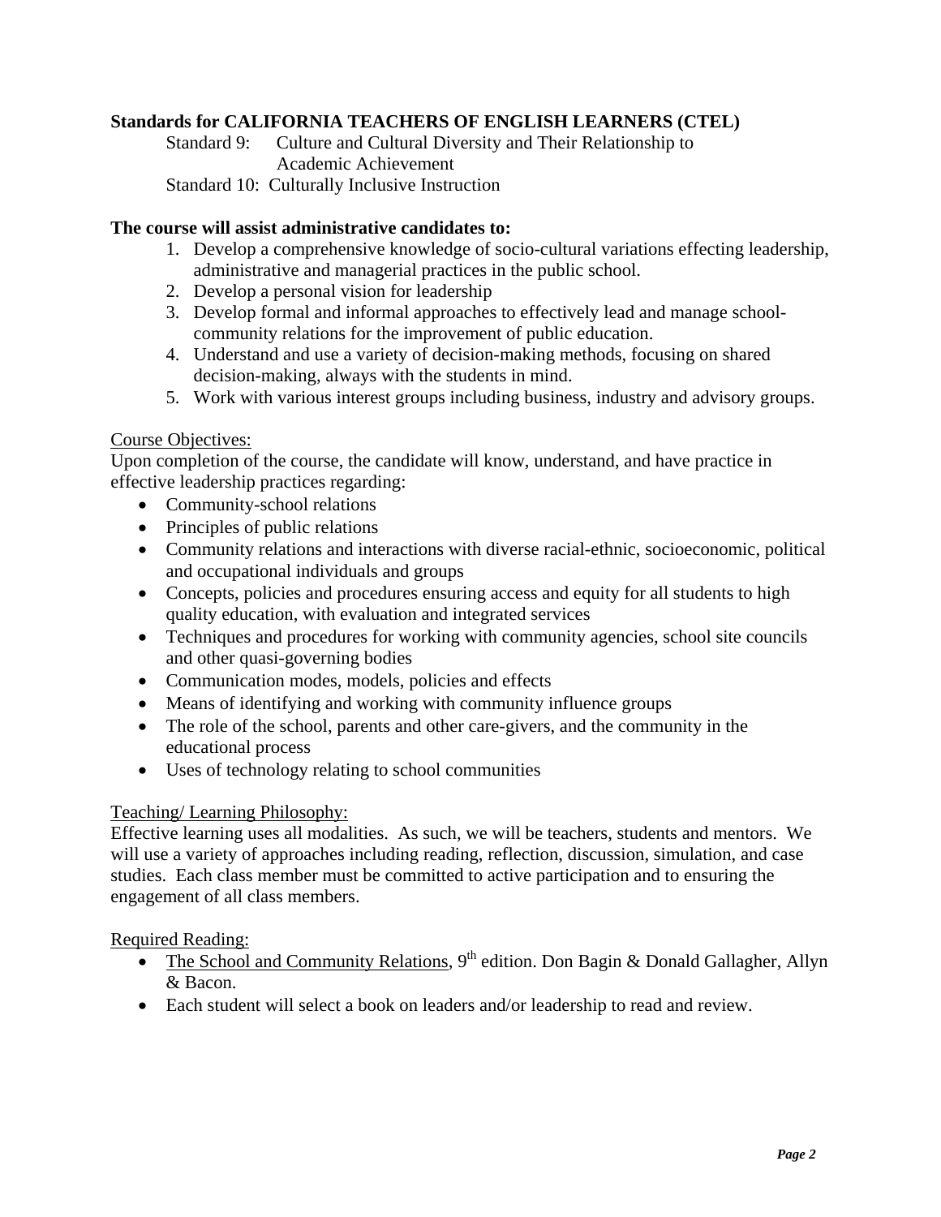**Standards for CALIFORNIA TEACHERS OF ENGLISH LEARNERS (CTEL)**

Standard 9: Culture and Cultural Diversity and Their Relationship to Academic Achievement

Standard 10: Culturally Inclusive Instruction

**The course will assist administrative candidates to:**

1. Develop a comprehensive knowledge of socio-cultural variations effecting leadership, administrative and managerial practices in the public school.
2. Develop a personal vision for leadership
3. Develop formal and informal approaches to effectively lead and manage school-community relations for the improvement of public education.
4. Understand and use a variety of decision-making methods, focusing on shared decision-making, always with the students in mind.
5. Work with various interest groups including business, industry and advisory groups.

Course Objectives:

Upon completion of the course, the candidate will know, understand, and have practice in effective leadership practices regarding:

- Community-school relations
- Principles of public relations
- Community relations and interactions with diverse racial-ethnic, socioeconomic, political and occupational individuals and groups
- Concepts, policies and procedures ensuring access and equity for all students to high quality education, with evaluation and integrated services
- Techniques and procedures for working with community agencies, school site councils and other quasi-governing bodies
- Communication modes, models, policies and effects
- Means of identifying and working with community influence groups
- The role of the school, parents and other care-givers, and the community in the educational process
- Uses of technology relating to school communities

Teaching/ Learning Philosophy:

Effective learning uses all modalities. As such, we will be teachers, students and mentors. We will use a variety of approaches including reading, reflection, discussion, simulation, and case studies. Each class member must be committed to active participation and to ensuring the engagement of all class members.

Required Reading:

- The School and Community Relations, 9th edition. Don Bagin & Donald Gallagher, Allyn & Bacon.
- Each student will select a book on leaders and/or leadership to read and review.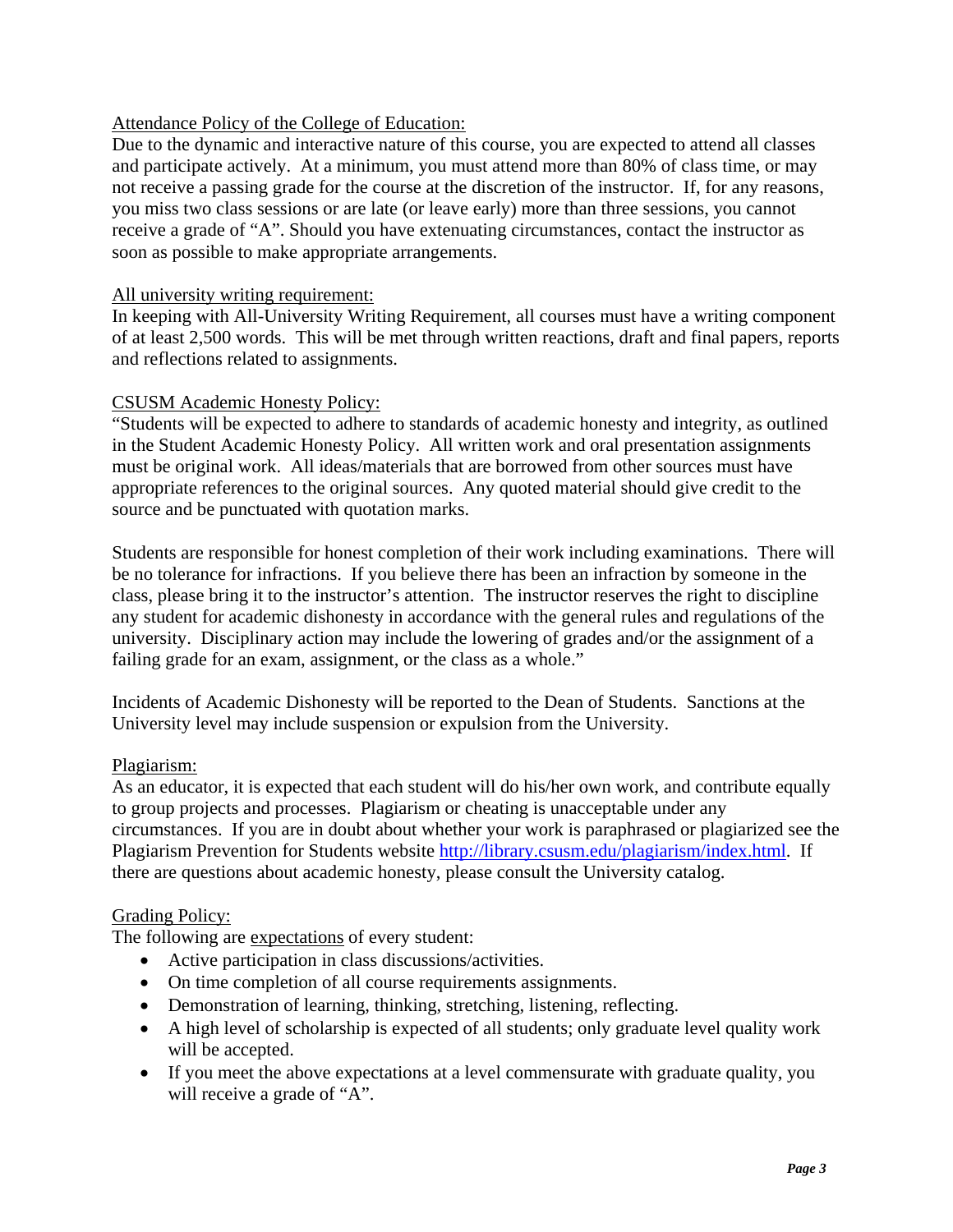## Attendance Policy of the College of Education:

Due to the dynamic and interactive nature of this course, you are expected to attend all classes and participate actively. At a minimum, you must attend more than 80% of class time, or may not receive a passing grade for the course at the discretion of the instructor. If, for any reasons, you miss two class sessions or are late (or leave early) more than three sessions, you cannot receive a grade of "A". Should you have extenuating circumstances, contact the instructor as soon as possible to make appropriate arrangements.

## All university writing requirement:

In keeping with All-University Writing Requirement, all courses must have a writing component of at least 2,500 words. This will be met through written reactions, draft and final papers, reports and reflections related to assignments.

## CSUSM Academic Honesty Policy:

"Students will be expected to adhere to standards of academic honesty and integrity, as outlined in the Student Academic Honesty Policy. All written work and oral presentation assignments must be original work. All ideas/materials that are borrowed from other sources must have appropriate references to the original sources. Any quoted material should give credit to the source and be punctuated with quotation marks.

Students are responsible for honest completion of their work including examinations. There will be no tolerance for infractions. If you believe there has been an infraction by someone in the class, please bring it to the instructor's attention. The instructor reserves the right to discipline any student for academic dishonesty in accordance with the general rules and regulations of the university. Disciplinary action may include the lowering of grades and/or the assignment of a failing grade for an exam, assignment, or the class as a whole."

Incidents of Academic Dishonesty will be reported to the Dean of Students. Sanctions at the University level may include suspension or expulsion from the University.

## Plagiarism:

As an educator, it is expected that each student will do his/her own work, and contribute equally to group projects and processes. Plagiarism or cheating is unacceptable under any circumstances. If you are in doubt about whether your work is paraphrased or plagiarized see the Plagiarism Prevention for Students website http://library.csusm.edu/plagiarism/index.html. If there are questions about academic honesty, please consult the University catalog.

## Grading Policy:

The following are expectations of every student:

- Active participation in class discussions/activities.
- On time completion of all course requirements assignments.
- Demonstration of learning, thinking, stretching, listening, reflecting.
- A high level of scholarship is expected of all students; only graduate level quality work will be accepted.
- If you meet the above expectations at a level commensurate with graduate quality, you will receive a grade of "A".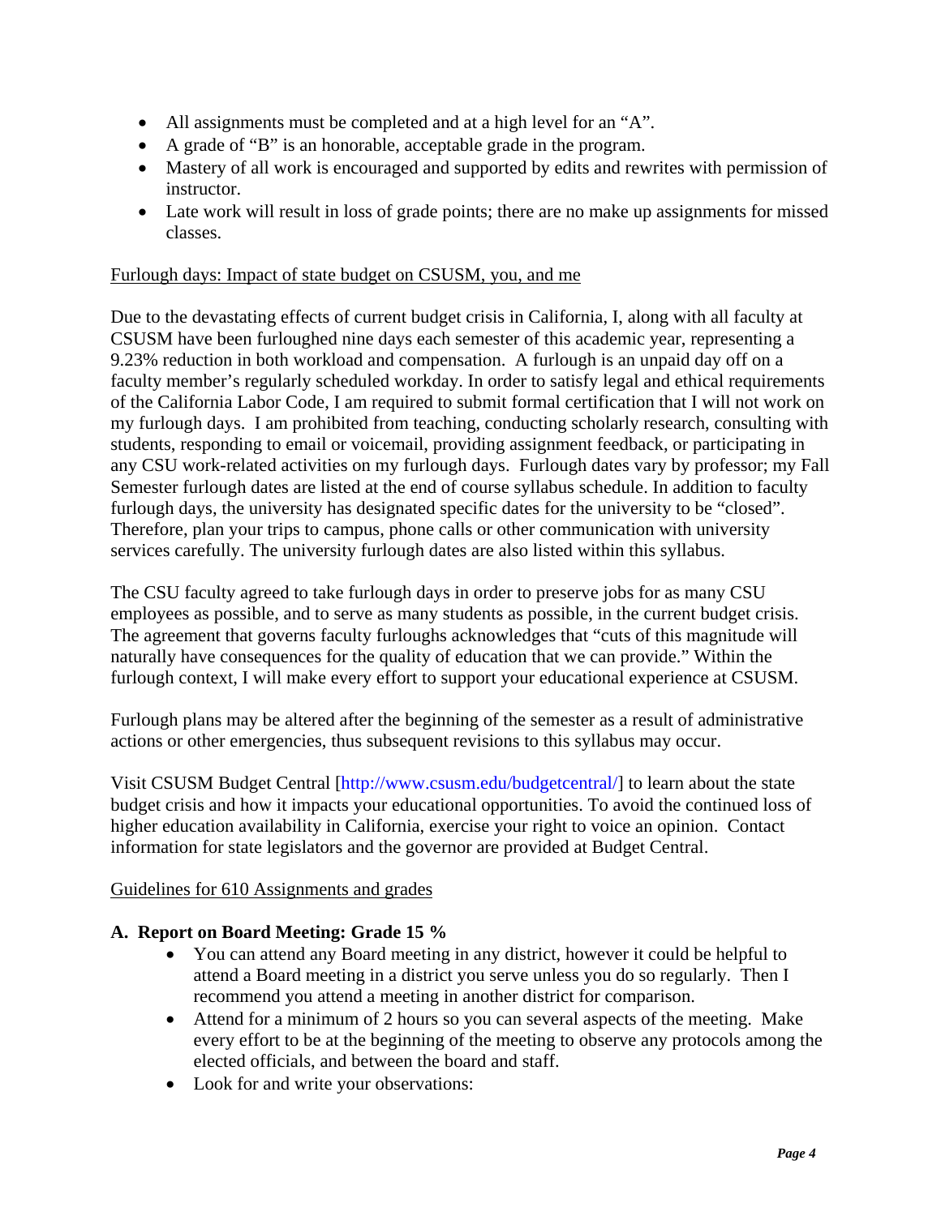- All assignments must be completed and at a high level for an “A”.
- A grade of “B” is an honorable, acceptable grade in the program.
- Mastery of all work is encouraged and supported by edits and rewrites with permission of instructor.
- Late work will result in loss of grade points; there are no make up assignments for missed classes.

Furlough days: Impact of state budget on CSUSM, you, and me

Due to the devastating effects of current budget crisis in California, I, along with all faculty at CSUSM have been furloughed nine days each semester of this academic year, representing a 9.23% reduction in both workload and compensation. A furlough is an unpaid day off on a faculty member’s regularly scheduled workday. In order to satisfy legal and ethical requirements of the California Labor Code, I am required to submit formal certification that I will not work on my furlough days. I am prohibited from teaching, conducting scholarly research, consulting with students, responding to email or voicemail, providing assignment feedback, or participating in any CSU work-related activities on my furlough days. Furlough dates vary by professor; my Fall Semester furlough dates are listed at the end of course syllabus schedule. In addition to faculty furlough days, the university has designated specific dates for the university to be “closed”. Therefore, plan your trips to campus, phone calls or other communication with university services carefully. The university furlough dates are also listed within this syllabus.

The CSU faculty agreed to take furlough days in order to preserve jobs for as many CSU employees as possible, and to serve as many students as possible, in the current budget crisis. The agreement that governs faculty furloughs acknowledges that “cuts of this magnitude will naturally have consequences for the quality of education that we can provide.” Within the furlough context, I will make every effort to support your educational experience at CSUSM.

Furlough plans may be altered after the beginning of the semester as a result of administrative actions or other emergencies, thus subsequent revisions to this syllabus may occur.

Visit CSUSM Budget Central [http://www.csusm.edu/budgetcentral/] to learn about the state budget crisis and how it impacts your educational opportunities. To avoid the continued loss of higher education availability in California, exercise your right to voice an opinion. Contact information for state legislators and the governor are provided at Budget Central.

Guidelines for 610 Assignments and grades

**A. Report on Board Meeting: Grade 15 %**

- You can attend any Board meeting in any district, however it could be helpful to attend a Board meeting in a district you serve unless you do so regularly. Then I recommend you attend a meeting in another district for comparison.
- Attend for a minimum of 2 hours so you can several aspects of the meeting. Make every effort to be at the beginning of the meeting to observe any protocols among the elected officials, and between the board and staff.
- Look for and write your observations: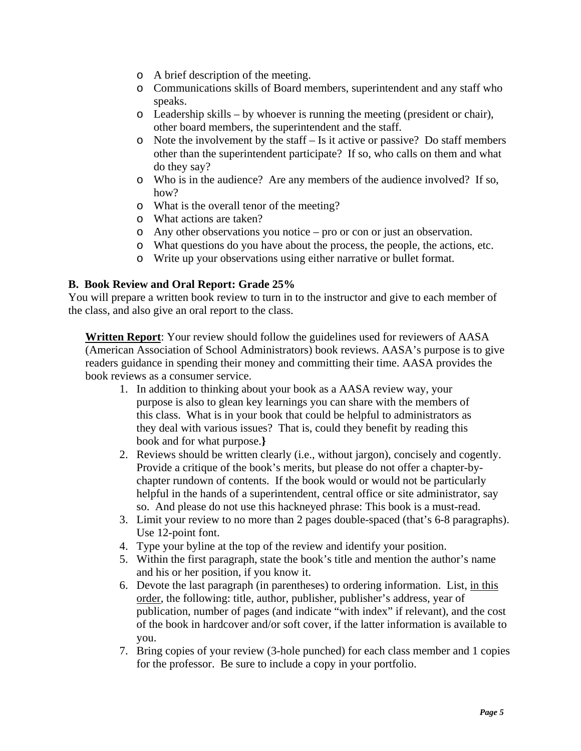- A brief description of the meeting.
- Communications skills of Board members, superintendent and any staff who speaks.
- Leadership skills – by whoever is running the meeting (president or chair), other board members, the superintendent and the staff.
- Note the involvement by the staff – Is it active or passive? Do staff members other than the superintendent participate? If so, who calls on them and what do they say?
- Who is in the audience? Are any members of the audience involved? If so, how?
- What is the overall tenor of the meeting?
- What actions are taken?
- Any other observations you notice – pro or con or just an observation.
- What questions do you have about the process, the people, the actions, etc.
- Write up your observations using either narrative or bullet format.

**B. Book Review and Oral Report: Grade 25%**

You will prepare a written book review to turn in to the instructor and give to each member of the class, and also give an oral report to the class.

**Written Report**: Your review should follow the guidelines used for reviewers of AASA (American Association of School Administrators) book reviews. AASA's purpose is to give readers guidance in spending their money and committing their time. AASA provides the book reviews as a consumer service.

1. In addition to thinking about your book as a AASA review way, your purpose is also to glean key learnings you can share with the members of this class. What is in your book that could be helpful to administrators as they deal with various issues? That is, could they benefit by reading this book and for what purpose.**}**
2. Reviews should be written clearly (i.e., without jargon), concisely and cogently. Provide a critique of the book's merits, but please do not offer a chapter-by-chapter rundown of contents. If the book would or would not be particularly helpful in the hands of a superintendent, central office or site administrator, say so. And please do not use this hackneyed phrase: This book is a must-read.
3. Limit your review to no more than 2 pages double-spaced (that's 6-8 paragraphs). Use 12-point font.
4. Type your byline at the top of the review and identify your position.
5. Within the first paragraph, state the book's title and mention the author's name and his or her position, if you know it.
6. Devote the last paragraph (in parentheses) to ordering information. List, in this order, the following: title, author, publisher, publisher's address, year of publication, number of pages (and indicate "with index" if relevant), and the cost of the book in hardcover and/or soft cover, if the latter information is available to you.
7. Bring copies of your review (3-hole punched) for each class member and 1 copies for the professor. Be sure to include a copy in your portfolio.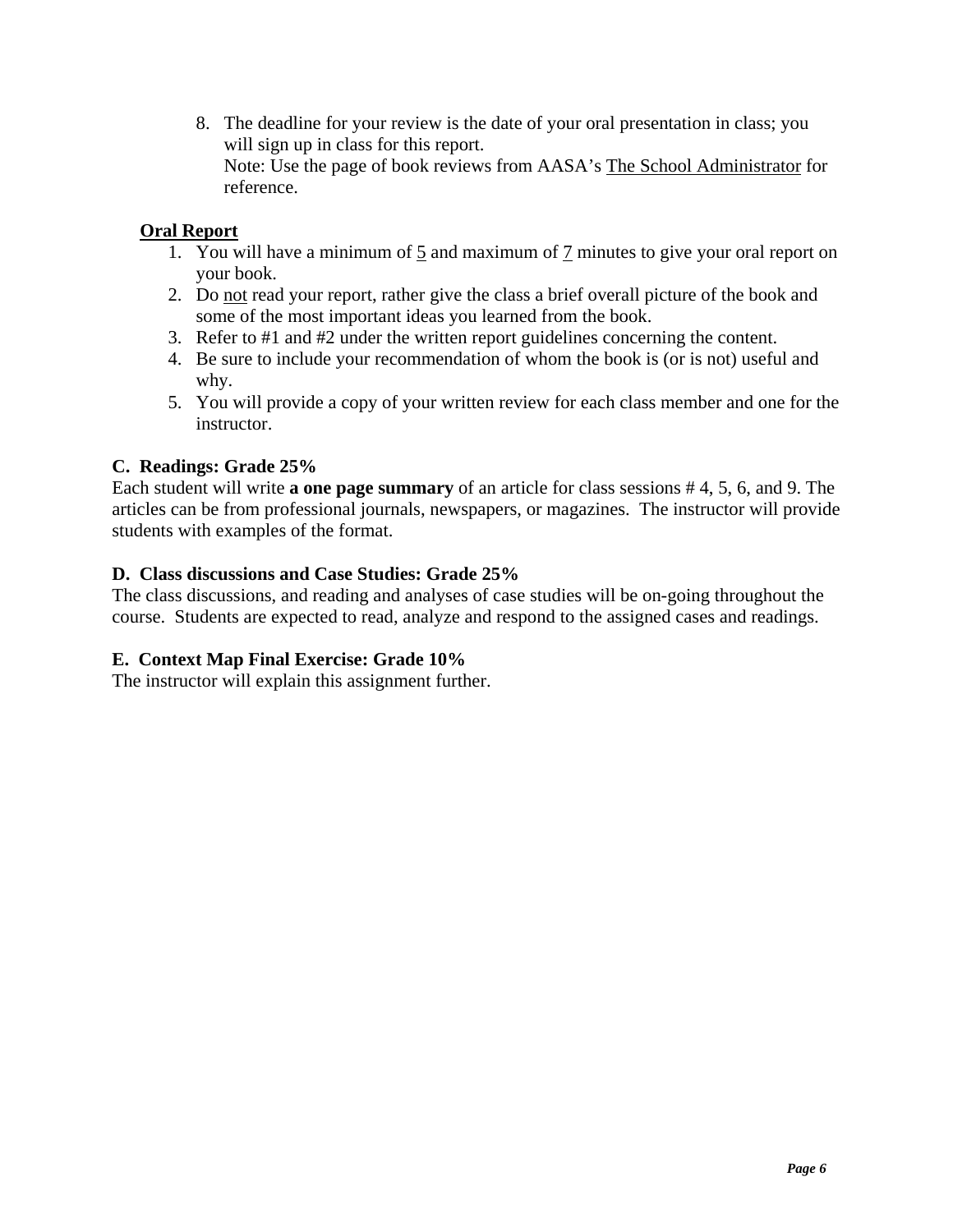8. The deadline for your review is the date of your oral presentation in class; you will sign up in class for this report.
   Note: Use the page of book reviews from AASA's The School Administrator for reference.

**Oral Report**

1. You will have a minimum of 5 and maximum of 7 minutes to give your oral report on your book.
2. Do not read your report, rather give the class a brief overall picture of the book and some of the most important ideas you learned from the book.
3. Refer to #1 and #2 under the written report guidelines concerning the content.
4. Be sure to include your recommendation of whom the book is (or is not) useful and why.
5. You will provide a copy of your written review for each class member and one for the instructor.

**C. Readings: Grade 25%**

Each student will write **a one page summary** of an article for class sessions # 4, 5, 6, and 9. The articles can be from professional journals, newspapers, or magazines. The instructor will provide students with examples of the format.

**D. Class discussions and Case Studies: Grade 25%**

The class discussions, and reading and analyses of case studies will be on-going throughout the course. Students are expected to read, analyze and respond to the assigned cases and readings.

**E. Context Map Final Exercise: Grade 10%**

The instructor will explain this assignment further.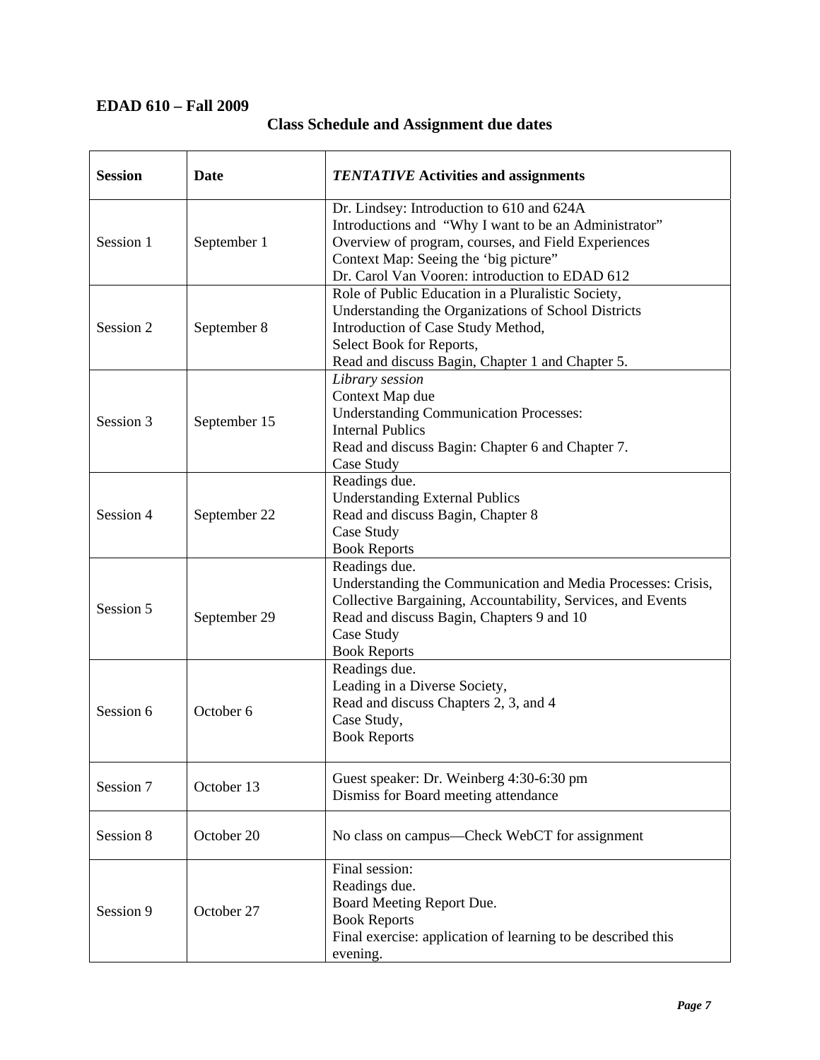**EDAD 610 – Fall 2009**

## Class Schedule and Assignment due dates

| Session | Date | *TENTATIVE* Activities and assignments |
|---|---|---|
| Session 1 | September 1 | Dr. Lindsey: Introduction to 610 and 624A<br>Introductions and "Why I want to be an Administrator"<br>Overview of program, courses, and Field Experiences<br>Context Map: Seeing the 'big picture"<br>Dr. Carol Van Vooren: introduction to EDAD 612 |
| Session 2 | September 8 | Role of Public Education in a Pluralistic Society,<br>Understanding the Organizations of School Districts<br>Introduction of Case Study Method,<br>Select Book for Reports,<br>Read and discuss Bagin, Chapter 1 and Chapter 5. |
| Session 3 | September 15 | *Library session*<br>Context Map due<br>Understanding Communication Processes:<br>Internal Publics<br>Read and discuss Bagin: Chapter 6 and Chapter 7.<br>Case Study |
| Session 4 | September 22 | Readings due.<br>Understanding External Publics<br>Read and discuss Bagin, Chapter 8<br>Case Study<br>Book Reports |
| Session 5 | September 29 | Readings due.<br>Understanding the Communication and Media Processes: Crisis, Collective Bargaining, Accountability, Services, and Events<br>Read and discuss Bagin, Chapters 9 and 10<br>Case Study<br>Book Reports |
| Session 6 | October 6 | Readings due.<br>Leading in a Diverse Society,<br>Read and discuss Chapters 2, 3, and 4<br>Case Study,<br>Book Reports |
| Session 7 | October 13 | Guest speaker: Dr. Weinberg 4:30-6:30 pm<br>Dismiss for Board meeting attendance |
| Session 8 | October 20 | No class on campus—Check WebCT for assignment |
| Session 9 | October 27 | Final session:<br>Readings due.<br>Board Meeting Report Due.<br>Book Reports<br>Final exercise: application of learning to be described this evening. |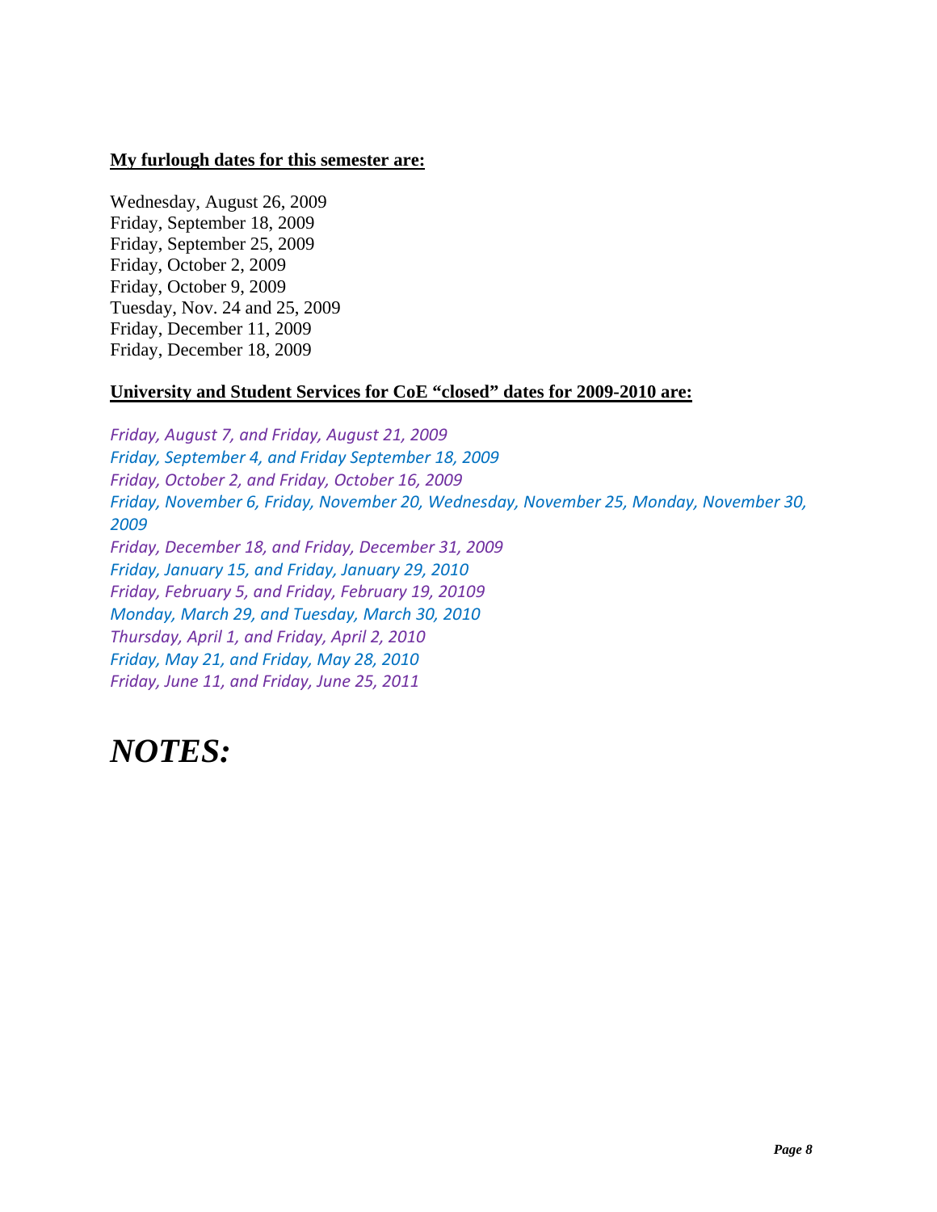**My furlough dates for this semester are:**

Wednesday, August 26, 2009
Friday, September 18, 2009
Friday, September 25, 2009
Friday, October 2, 2009
Friday, October 9, 2009
Tuesday, Nov. 24 and 25, 2009
Friday, December 11, 2009
Friday, December 18, 2009

**University and Student Services for CoE "closed" dates for 2009-2010 are:**

*Friday, August 7, and Friday, August 21, 2009*
*Friday, September 4, and Friday September 18, 2009*
*Friday, October 2, and Friday, October 16, 2009*
*Friday, November 6, Friday, November 20, Wednesday, November 25, Monday, November 30, 2009*
*Friday, December 18, and Friday, December 31, 2009*
*Friday, January 15, and Friday, January 29, 2010*
*Friday, February 5, and Friday, February 19, 20109*
*Monday, March 29, and Tuesday, March 30, 2010*
*Thursday, April 1, and Friday, April 2, 2010*
*Friday, May 21, and Friday, May 28, 2010*
*Friday, June 11, and Friday, June 25, 2011*

# ***NOTES:***